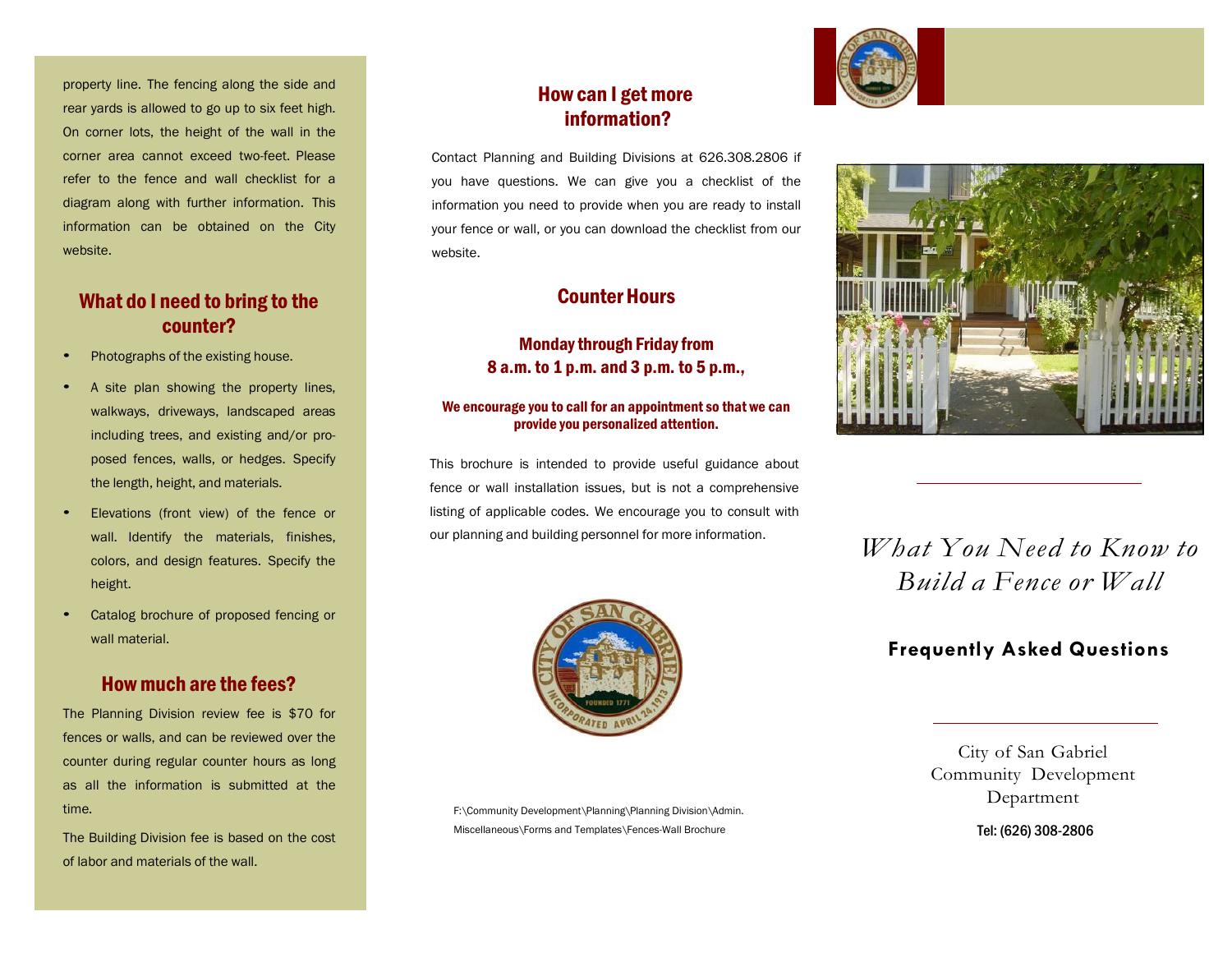property line. The fencing along the side and rear yards is allowed to go up to six feet high. On corner lots, the height of the wall in the corner area cannot exceed two-feet. Please refer to the fence and wall checklist for a diagram along with further information. This information can be obtained on the City website.

## What do I need to bring to the counter?

- Photographs of the existing house.
- A site plan showing the property lines, walkways, driveways, landscaped areas including trees, and existing and/or proposed fences, walls, or hedges. Specify the length, height, and materials.
- Elevations (front view) of the fence or wall. Identify the materials, finishes, colors, and design features. Specify the height.
- Catalog brochure of proposed fencing or wall material.

## How much are the fees?

The Planning Division review fee is $70 for fences or walls, and can be reviewed over the counter during regular counter hours as long as all the information is submitted at the time.

The Building Division fee is based on the cost of labor and materials of the wall.

## How can I get more information?

Contact Planning and Building Divisions at 626.308.2806 if you have questions. We can give you a checklist of the information you need to provide when you are ready to install your fence or wall, or you can download the checklist from our website.

## Counter Hours

### Monday through Friday from 8 a.m. to 1 p.m. and 3 p.m. to 5 p.m.,

**We encourage you to call for an appointment so that we can provide you personalized attention.**

This brochure is intended to provide useful guidance about fence or wall installation issues, but is not a comprehensive listing of applicable codes. We encourage you to consult with our planning and building personnel for more information.

F:\Community Development\Planning\Planning Division\Admin. Miscellaneous\Forms and Templates\Fences-Wall Brochure

# *What You Need to Know to Build a Fence or Wall*

## Frequently Asked Questions

City of San Gabriel
Community Development Department

Tel: (626) 308-2806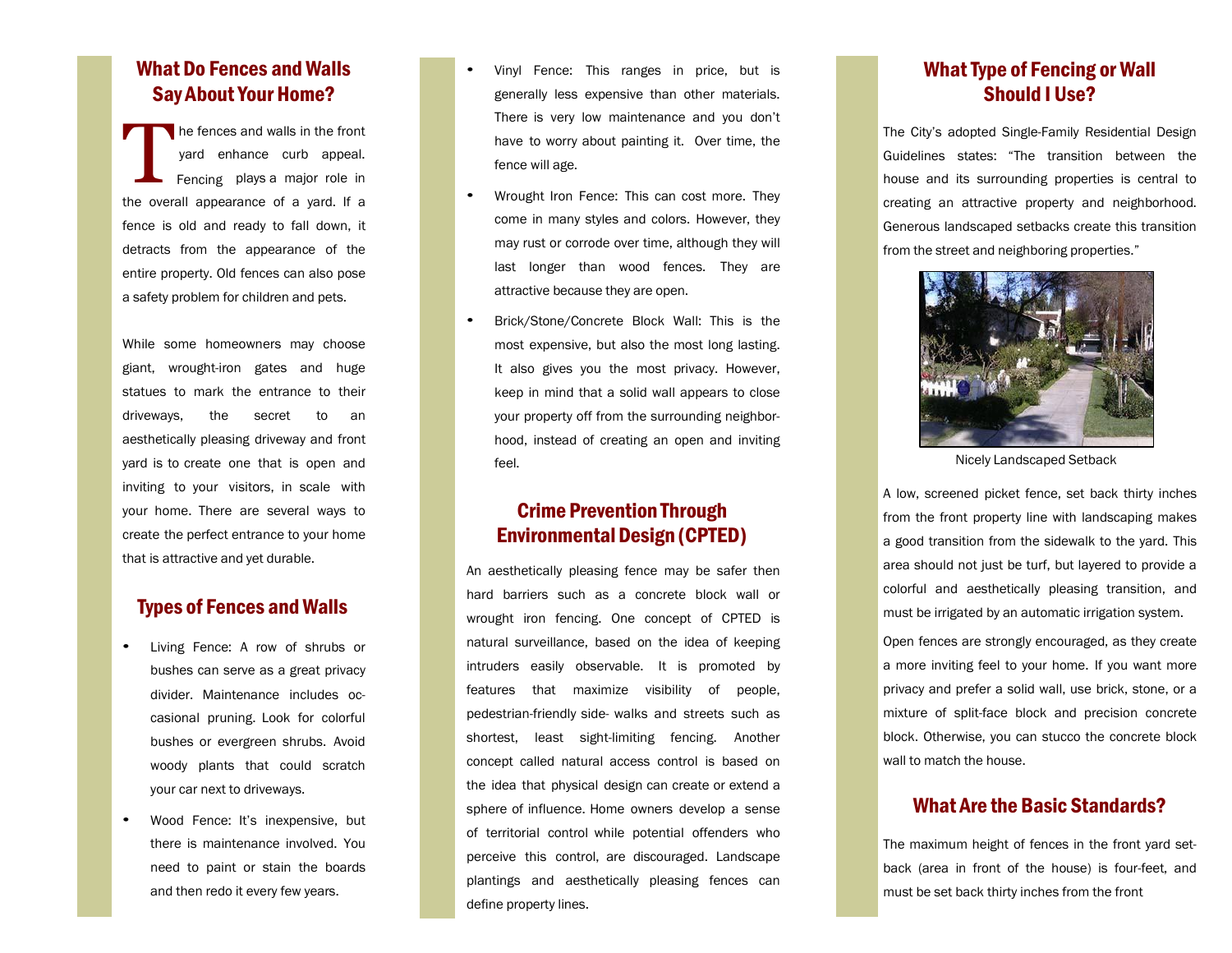## What Do Fences and Walls Say About Your Home?

The fences and walls in the front yard enhance curb appeal. Fencing plays a major role in the overall appearance of a yard. If a fence is old and ready to fall down, it detracts from the appearance of the entire property. Old fences can also pose a safety problem for children and pets.

While some homeowners may choose giant, wrought-iron gates and huge statues to mark the entrance to their driveways, the secret to an aesthetically pleasing driveway and front yard is to create one that is open and inviting to your visitors, in scale with your home. There are several ways to create the perfect entrance to your home that is attractive and yet durable.

## Types of Fences and Walls

- Living Fence: A row of shrubs or bushes can serve as a great privacy divider. Maintenance includes occasional pruning. Look for colorful bushes or evergreen shrubs. Avoid woody plants that could scratch your car next to driveways.
- Wood Fence: It's inexpensive, but there is maintenance involved. You need to paint or stain the boards and then redo it every few years.
- Vinyl Fence: This ranges in price, but is generally less expensive than other materials. There is very low maintenance and you don't have to worry about painting it. Over time, the fence will age.
- Wrought Iron Fence: This can cost more. They come in many styles and colors. However, they may rust or corrode over time, although they will last longer than wood fences. They are attractive because they are open.
- Brick/Stone/Concrete Block Wall: This is the most expensive, but also the most long lasting. It also gives you the most privacy. However, keep in mind that a solid wall appears to close your property off from the surrounding neighborhood, instead of creating an open and inviting feel.

## Crime Prevention Through Environmental Design (CPTED)

An aesthetically pleasing fence may be safer then hard barriers such as a concrete block wall or wrought iron fencing. One concept of CPTED is natural surveillance, based on the idea of keeping intruders easily observable. It is promoted by features that maximize visibility of people, pedestrian-friendly side- walks and streets such as shortest, least sight-limiting fencing. Another concept called natural access control is based on the idea that physical design can create or extend a sphere of influence. Home owners develop a sense of territorial control while potential offenders who perceive this control, are discouraged. Landscape plantings and aesthetically pleasing fences can define property lines.

## What Type of Fencing or Wall Should I Use?

The City's adopted Single-Family Residential Design Guidelines states: "The transition between the house and its surrounding properties is central to creating an attractive property and neighborhood. Generous landscaped setbacks create this transition from the street and neighboring properties."

Nicely Landscaped Setback

A low, screened picket fence, set back thirty inches from the front property line with landscaping makes a good transition from the sidewalk to the yard. This area should not just be turf, but layered to provide a colorful and aesthetically pleasing transition, and must be irrigated by an automatic irrigation system.

Open fences are strongly encouraged, as they create a more inviting feel to your home. If you want more privacy and prefer a solid wall, use brick, stone, or a mixture of split-face block and precision concrete block. Otherwise, you can stucco the concrete block wall to match the house.

## What Are the Basic Standards?

The maximum height of fences in the front yard setback (area in front of the house) is four-feet, and must be set back thirty inches from the front